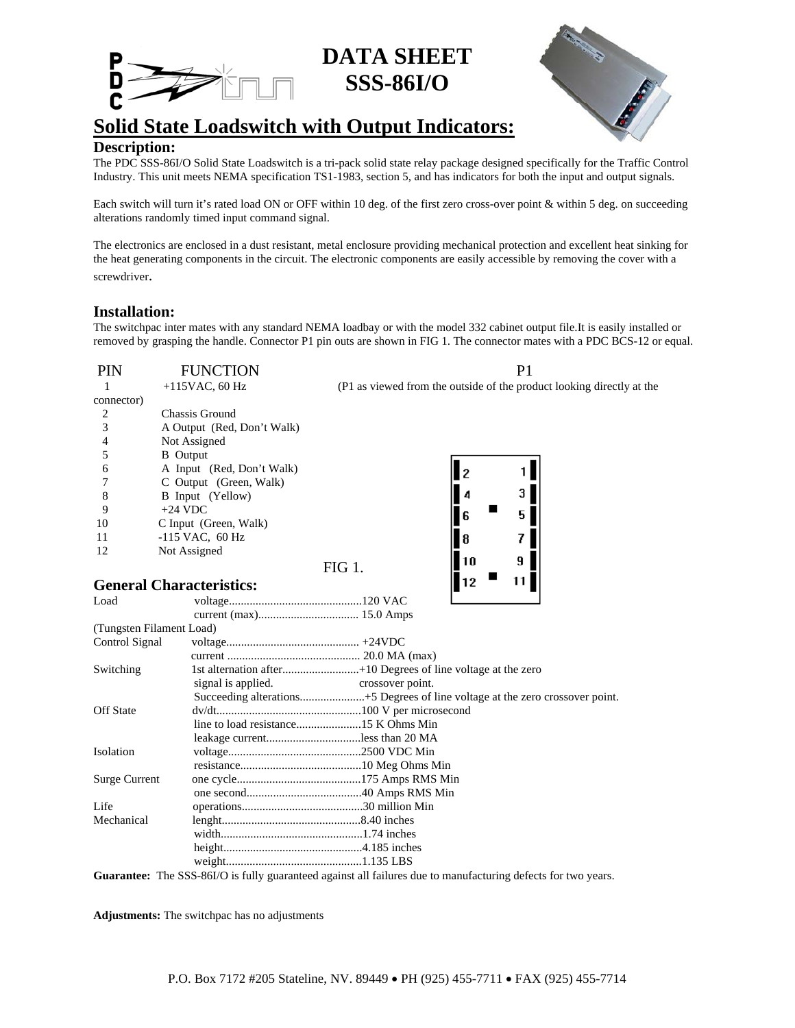# DATA SHEET
# SSS-86I/O

## Solid State Loadswitch with Output Indicators:

### Description:

The PDC SSS-86I/O Solid State Loadswitch is a tri-pack solid state relay package designed specifically for the Traffic Control Industry. This unit meets NEMA specification TS1-1983, section 5, and has indicators for both the input and output signals.

Each switch will turn it's rated load ON or OFF within 10 deg. of the first zero cross-over point & within 5 deg. on succeeding alterations randomly timed input command signal.

The electronics are enclosed in a dust resistant, metal enclosure providing mechanical protection and excellent heat sinking for the heat generating components in the circuit. The electronic components are easily accessible by removing the cover with a screwdriver.

### Installation:

The switchpac inter mates with any standard NEMA loadbay or with the model 332 cabinet output file.It is easily installed or removed by grasping the handle. Connector P1 pin outs are shown in FIG 1. The connector mates with a PDC BCS-12 or equal.

| PIN | FUNCTION |
|---|---|
| 1 | +115VAC, 60 Hz |
| 2 | Chassis Ground |
| 3 | A Output (Red, Don't Walk) |
| 4 | Not Assigned |
| 5 | B Output |
| 6 | A Input (Red, Don't Walk) |
| 7 | C Output (Green, Walk) |
| 8 | B Input (Yellow) |
| 9 | +24 VDC |
| 10 | C Input (Green, Walk) |
| 11 | -115 VAC, 60 Hz |
| 12 | Not Assigned |

P1

(P1 as viewed from the outside of the product looking directly at the connector)

| | |
|---|---|
| 2 | 1 |
| 4 | 3 |
| 6 | 5 |
| 8 | 7 |
| 10 | 9 |
| 12 | 11 |

FIG 1.

### General Characteristics:

| | | |
|---|---|---|
| Load | voltage | 120 VAC |
| | current (max) | 15.0 Amps |
| (Tungsten Filament Load) | | |
| Control Signal | voltage | +24VDC |
| | current | 20.0 MA (max) |
| Switching | 1st alternation after signal is applied. | +10 Degrees of line voltage at the zero crossover point. |
| | Succeeding alterations | +5 Degrees of line voltage at the zero crossover point. |
| Off State | dv/dt | 100 V per microsecond |
| | line to load resistance | 15 K Ohms Min |
| | leakage current | less than 20 MA |
| Isolation | voltage | 2500 VDC Min |
| | resistance | 10 Meg Ohms Min |
| Surge Current | one cycle | 175 Amps RMS Min |
| | one second | 40 Amps RMS Min |
| Life | operations | 30 million Min |
| Mechanical | lenght | 8.40 inches |
| | width | 1.74 inches |
| | height | 4.185 inches |
| | weight | 1.135 LBS |

**Guarantee:** The SSS-86I/O is fully guaranteed against all failures due to manufacturing defects for two years.

**Adjustments:** The switchpac has no adjustments

P.O. Box 7172 #205 Stateline, NV. 89449 • PH (925) 455-7711 • FAX (925) 455-7714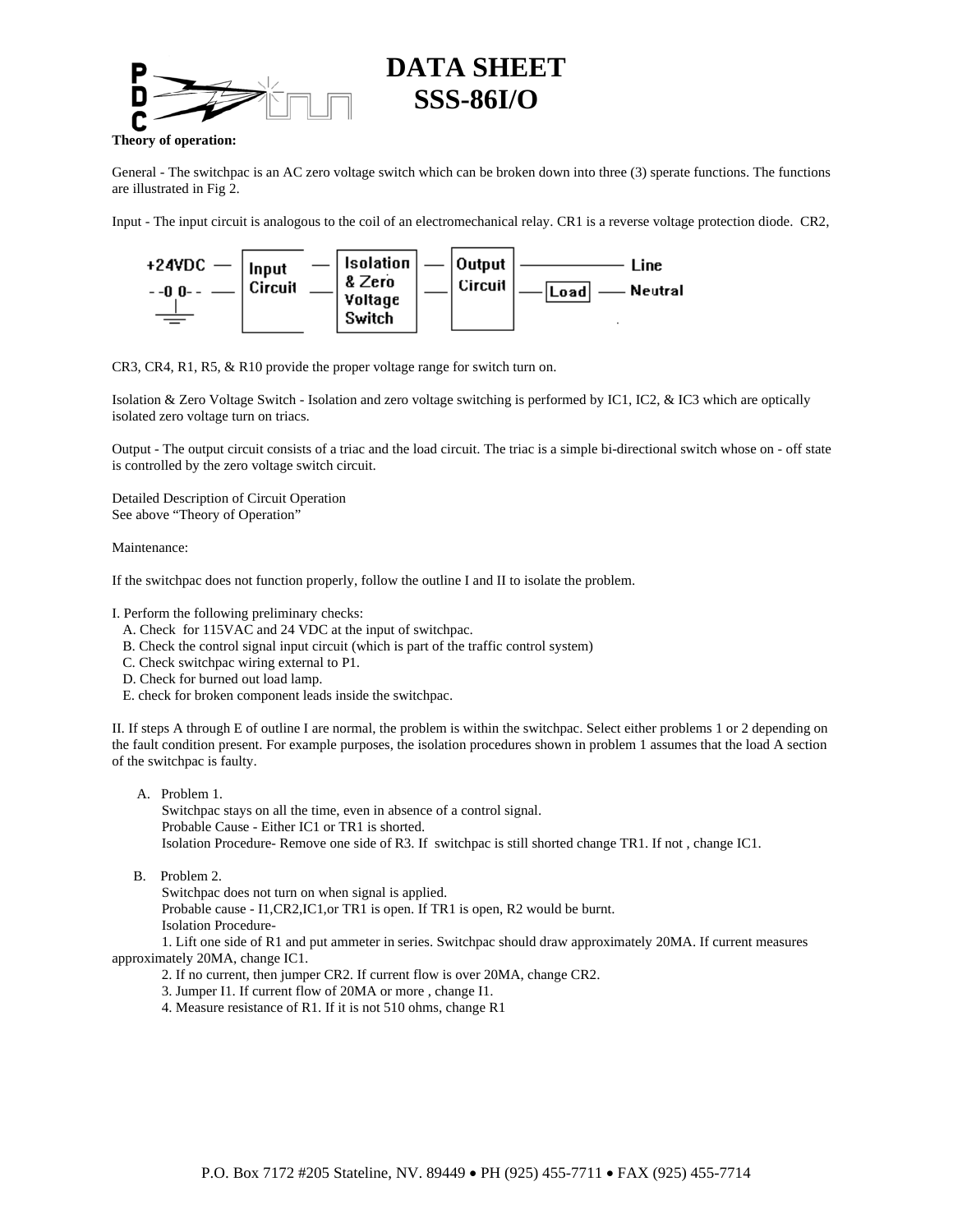# DATA SHEET
# SSS-86I/O

**Theory of operation:**

General - The switchpac is an AC zero voltage switch which can be broken down into three (3) sperate functions. The functions are illustrated in Fig 2.

Input - The input circuit is analogous to the coil of an electromechanical relay. CR1 is a reverse voltage protection diode. CR2,

+24VDC — Input Circuit — Isolation & Zero Voltage Switch — Output Circuit — Line
- -0 0- - — Load — Neutral

CR3, CR4, R1, R5, & R10 provide the proper voltage range for switch turn on.

Isolation & Zero Voltage Switch - Isolation and zero voltage switching is performed by IC1, IC2, & IC3 which are optically isolated zero voltage turn on triacs.

Output - The output circuit consists of a triac and the load circuit. The triac is a simple bi-directional switch whose on - off state is controlled by the zero voltage switch circuit.

Detailed Description of Circuit Operation
See above "Theory of Operation"

Maintenance:

If the switchpac does not function properly, follow the outline I and II to isolate the problem.

I. Perform the following preliminary checks:
   A. Check for 115VAC and 24 VDC at the input of switchpac.
   B. Check the control signal input circuit (which is part of the traffic control system)
   C. Check switchpac wiring external to P1.
   D. Check for burned out load lamp.
   E. check for broken component leads inside the switchpac.

II. If steps A through E of outline I are normal, the problem is within the switchpac. Select either problems 1 or 2 depending on the fault condition present. For example purposes, the isolation procedures shown in problem 1 assumes that the load A section of the switchpac is faulty.

A. Problem 1.
   Switchpac stays on all the time, even in absence of a control signal.
   Probable Cause - Either IC1 or TR1 is shorted.
   Isolation Procedure- Remove one side of R3. If switchpac is still shorted change TR1. If not , change IC1.

B. Problem 2.
   Switchpac does not turn on when signal is applied.
   Probable cause - I1,CR2,IC1,or TR1 is open. If TR1 is open, R2 would be burnt.
   Isolation Procedure-
   1. Lift one side of R1 and put ammeter in series. Switchpac should draw approximately 20MA. If current measures approximately 20MA, change IC1.
   2. If no current, then jumper CR2. If current flow is over 20MA, change CR2.
   3. Jumper I1. If current flow of 20MA or more , change I1.
   4. Measure resistance of R1. If it is not 510 ohms, change R1

P.O. Box 7172 #205 Stateline, NV. 89449 • PH (925) 455-7711 • FAX (925) 455-7714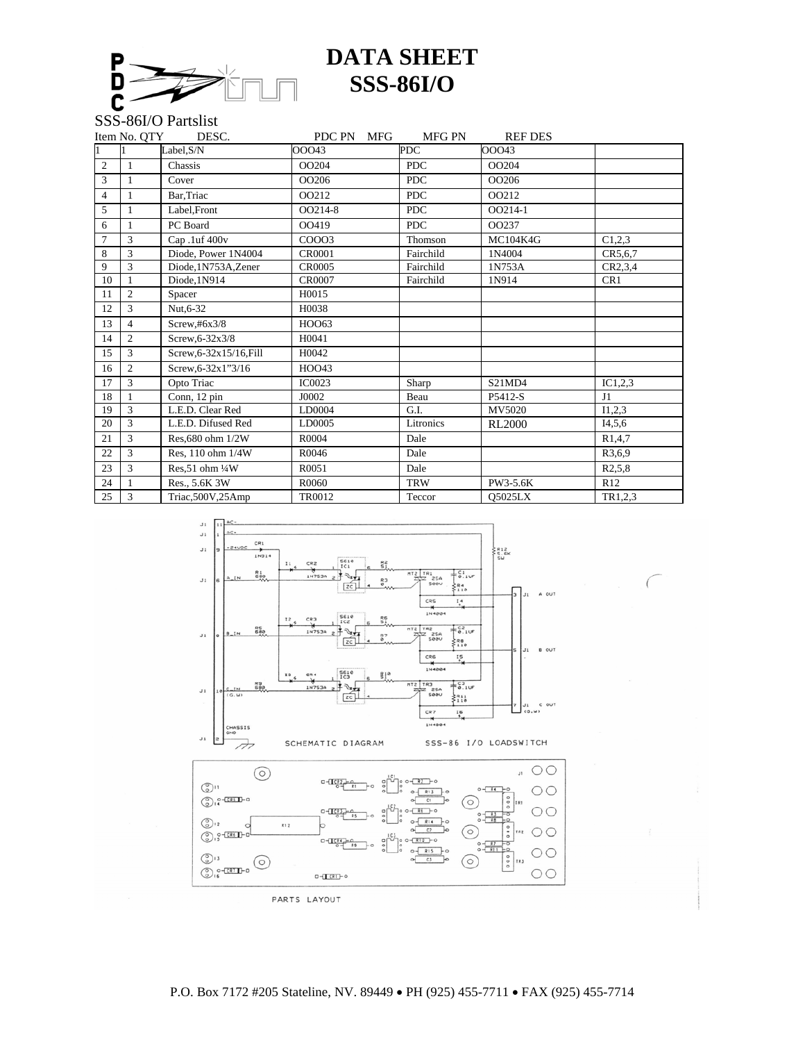# DATA SHEET
# SSS-86I/O

SSS-86I/O Partslist

| Item No. | QTY | DESC. | PDC PN | MFG | MFG PN | REF DES |
|---|---|---|---|---|---|---|
| 1 | 1 | Label,S/N | OOO43 | PDC | OOO43 | |
| 2 | 1 | Chassis | OO204 | PDC | OO204 | |
| 3 | 1 | Cover | OO206 | PDC | OO206 | |
| 4 | 1 | Bar,Triac | OO212 | PDC | OO212 | |
| 5 | 1 | Label,Front | OO214-8 | PDC | OO214-1 | |
| 6 | 1 | PC Board | OO419 | PDC | OO237 | |
| 7 | 3 | Cap .1uf 400v | COOO3 | Thomson | MC104K4G | C1,2,3 |
| 8 | 3 | Diode, Power 1N4004 | CR0001 | Fairchild | 1N4004 | CR5,6,7 |
| 9 | 3 | Diode,1N753A,Zener | CR0005 | Fairchild | 1N753A | CR2,3,4 |
| 10 | 1 | Diode,1N914 | CR0007 | Fairchild | 1N914 | CR1 |
| 11 | 2 | Spacer | H0015 | | | |
| 12 | 3 | Nut,6-32 | H0038 | | | |
| 13 | 4 | Screw,#6x3/8 | HOO63 | | | |
| 14 | 2 | Screw,6-32x3/8 | H0041 | | | |
| 15 | 3 | Screw,6-32x15/16,Fill | H0042 | | | |
| 16 | 2 | Screw,6-32x1"3/16 | HOO43 | | | |
| 17 | 3 | Opto Triac | IC0023 | Sharp | S21MD4 | IC1,2,3 |
| 18 | 1 | Conn, 12 pin | J0002 | Beau | P5412-S | J1 |
| 19 | 3 | L.E.D. Clear Red | LD0004 | G.I. | MV5020 | I1,2,3 |
| 20 | 3 | L.E.D. Difused Red | LD0005 | Litronics | RL2000 | I4,5,6 |
| 21 | 3 | Res,680 ohm 1/2W | R0004 | Dale | | R1,4,7 |
| 22 | 3 | Res, 110 ohm 1/4W | R0046 | Dale | | R3,6,9 |
| 23 | 3 | Res,51 ohm ¼W | R0051 | Dale | | R2,5,8 |
| 24 | 1 | Res., 5.6K 3W | R0060 | TRW | PW3-5.6K | R12 |
| 25 | 3 | Triac,500V,25Amp | TR0012 | Teccor | Q5025LX | TR1,2,3 |

SCHEMATIC DIAGRAM SSS-86 I/O LOADSWITCH

PARTS LAYOUT

P.O. Box 7172 #205 Stateline, NV. 89449 • PH (925) 455-7711 • FAX (925) 455-7714